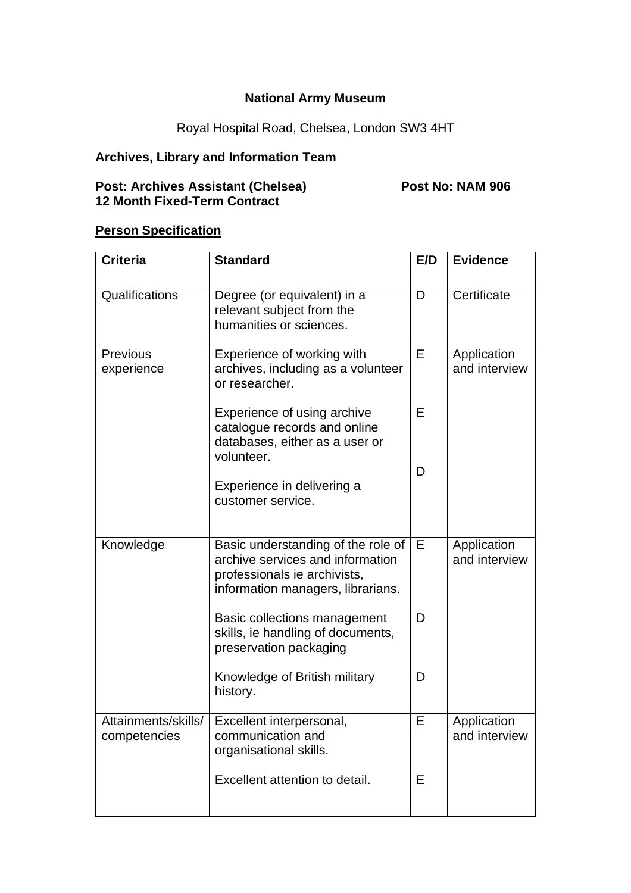**National Army Museum**

Royal Hospital Road, Chelsea, London SW3 4HT

**Archives, Library and Information Team**

**Post: Archives Assistant (Chelsea)** **Post No: NAM 906**
**12 Month Fixed-Term Contract**

**Person Specification**

| Criteria | Standard | E/D | Evidence |
|---|---|---|---|
| Qualifications | Degree (or equivalent) in a relevant subject from the humanities or sciences. | D | Certificate |
| Previous experience | Experience of working with archives, including as a volunteer or researcher.<br><br>Experience of using archive catalogue records and online databases, either as a user or volunteer.<br><br>Experience in delivering a customer service. | E<br><br>E<br><br>D | Application and interview |
| Knowledge | Basic understanding of the role of archive services and information professionals ie archivists, information managers, librarians.<br><br>Basic collections management skills, ie handling of documents, preservation packaging<br><br>Knowledge of British military history. | E<br><br>D<br><br>D | Application and interview |
| Attainments/skills/ competencies | Excellent interpersonal, communication and organisational skills.<br><br>Excellent attention to detail. | E<br><br>E | Application and interview |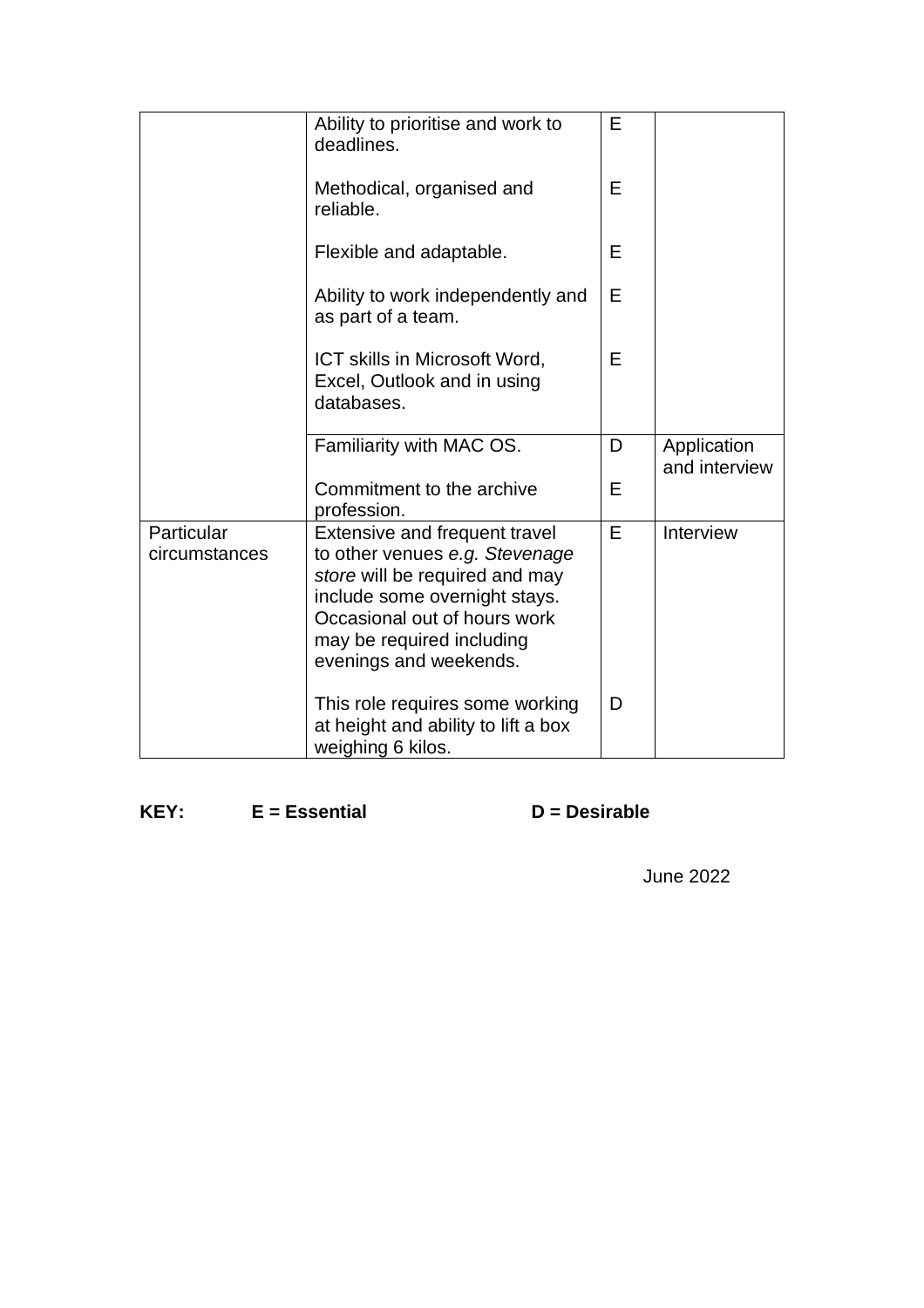| | | | |
|---|---|---|---|
| | Ability to prioritise and work to deadlines.<br><br>Methodical, organised and reliable.<br><br>Flexible and adaptable.<br><br>Ability to work independently and as part of a team.<br><br>ICT skills in Microsoft Word, Excel, Outlook and in using databases. | E<br><br>E<br><br>E<br><br>E<br><br>E | |
| | Familiarity with MAC OS.<br><br>Commitment to the archive profession. | D<br><br>E | Application and interview |
| Particular circumstances | Extensive and frequent travel to other venues *e.g. Stevenage store* will be required and may include some overnight stays. Occasional out of hours work may be required including evenings and weekends.<br><br>This role requires some working at height and ability to lift a box weighing 6 kilos. | E<br><br>D | Interview |

**KEY: E = Essential D = Desirable**

June 2022